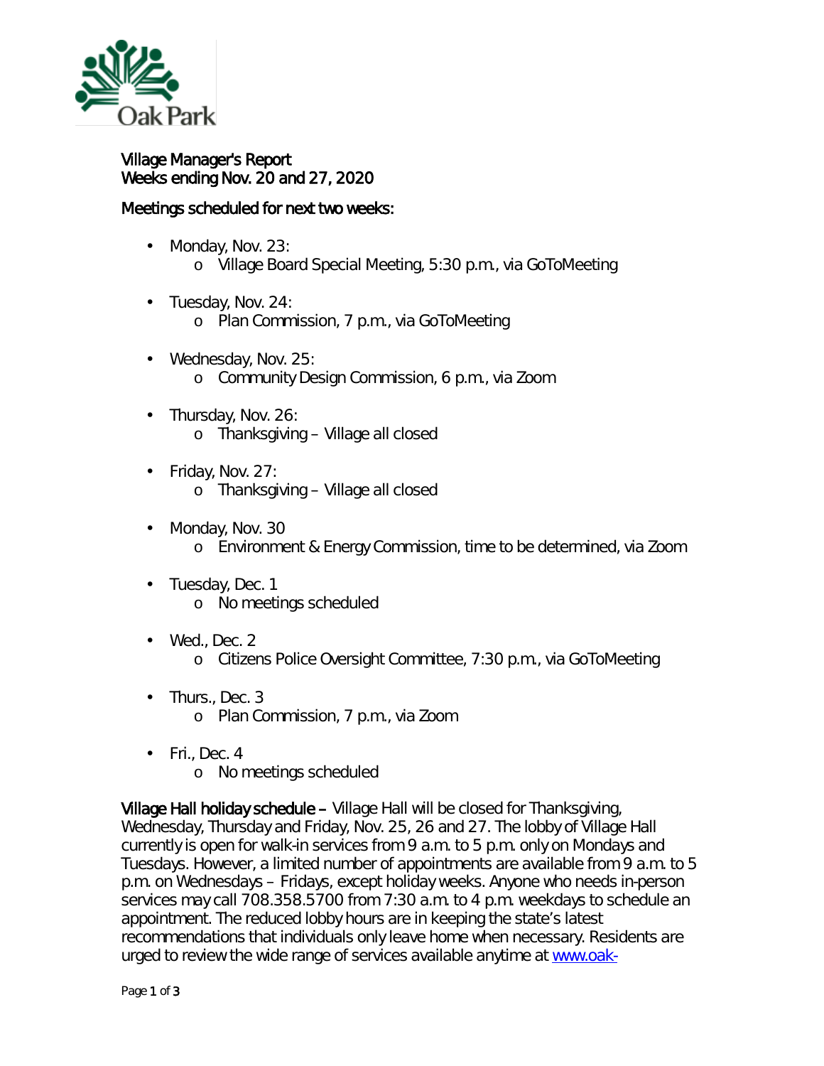# Village Manager's Report
## Weeks ending Nov. 20 and 27, 2020

### Meetings scheduled for next two weeks:

- Monday, Nov. 23:
  - Village Board Special Meeting, 5:30 p.m., via GoToMeeting
- Tuesday, Nov. 24:
  - Plan Commission, 7 p.m., via GoToMeeting
- Wednesday, Nov. 25:
  - Community Design Commission, 6 p.m., via Zoom
- Thursday, Nov. 26:
  - Thanksgiving – Village all closed
- Friday, Nov. 27:
  - Thanksgiving – Village all closed
- Monday, Nov. 30
  - Environment & Energy Commission, time to be determined, via Zoom
- Tuesday, Dec. 1
  - No meetings scheduled
- Wed., Dec. 2
  - Citizens Police Oversight Committee, 7:30 p.m., via GoToMeeting
- Thurs., Dec. 3
  - Plan Commission, 7 p.m., via Zoom
- Fri., Dec. 4
  - No meetings scheduled

**Village Hall holiday schedule –** Village Hall will be closed for Thanksgiving, Wednesday, Thursday and Friday, Nov. 25, 26 and 27. The lobby of Village Hall currently is open for walk-in services from 9 a.m. to 5 p.m. only on Mondays and Tuesdays. However, a limited number of appointments are available from 9 a.m. to 5 p.m. on Wednesdays – Fridays, except holiday weeks. Anyone who needs in-person services may call 708.358.5700 from 7:30 a.m. to 4 p.m. weekdays to schedule an appointment. The reduced lobby hours are in keeping the state's latest recommendations that individuals only leave home when necessary. Residents are urged to review the wide range of services available anytime at www.oak-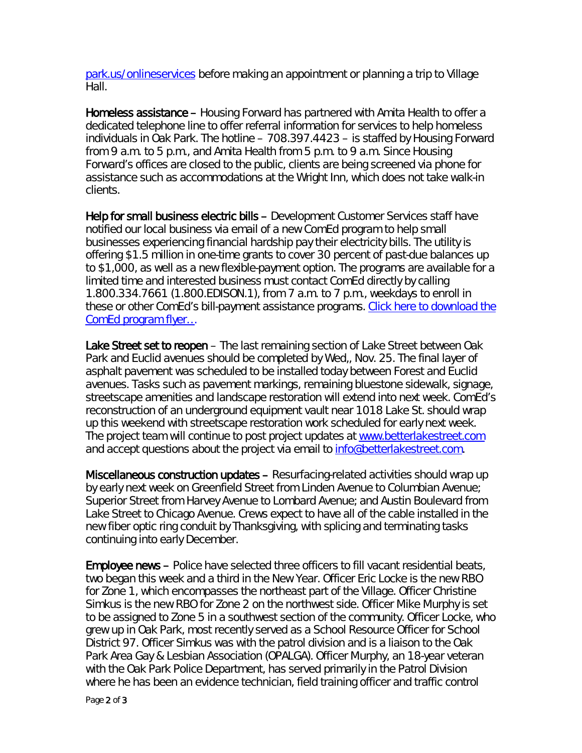[park.us/onlineservices](park.us/onlineservices) before making an appointment or planning a trip to Village Hall.

**Homeless assistance** – Housing Forward has partnered with Amita Health to offer a dedicated telephone line to offer referral information for services to help homeless individuals in Oak Park. The hotline – 708.397.4423 – is staffed by Housing Forward from 9 a.m. to 5 p.m., and Amita Health from 5 p.m. to 9 a.m. Since Housing Forward's offices are closed to the public, clients are being screened via phone for assistance such as accommodations at the Wright Inn, which does not take walk-in clients.

**Help for small business electric bills** – Development Customer Services staff have notified our local business via email of a new ComEd program to help small businesses experiencing financial hardship pay their electricity bills. The utility is offering $1.5 million in one-time grants to cover 30 percent of past-due balances up to $1,000, as well as a new flexible-payment option. The programs are available for a limited time and interested business must contact ComEd directly by calling 1.800.334.7661 (1.800.EDISON.1), from 7 a.m. to 7 p.m., weekdays to enroll in these or other ComEd's bill-payment assistance programs. [Click here to download the ComEd program flyer…](#).

**Lake Street set to reopen** – The last remaining section of Lake Street between Oak Park and Euclid avenues should be completed by Wed,, Nov. 25. The final layer of asphalt pavement was scheduled to be installed today between Forest and Euclid avenues. Tasks such as pavement markings, remaining bluestone sidewalk, signage, streetscape amenities and landscape restoration will extend into next week. ComEd's reconstruction of an underground equipment vault near 1018 Lake St. should wrap up this weekend with streetscape restoration work scheduled for early next week. The project team will continue to post project updates at [www.betterlakestreet.com](www.betterlakestreet.com) and accept questions about the project via email to [info@betterlakestreet.com](mailto:info@betterlakestreet.com).

**Miscellaneous construction updates** – Resurfacing-related activities should wrap up by early next week on Greenfield Street from Linden Avenue to Columbian Avenue; Superior Street from Harvey Avenue to Lombard Avenue; and Austin Boulevard from Lake Street to Chicago Avenue. Crews expect to have all of the cable installed in the new fiber optic ring conduit by Thanksgiving, with splicing and terminating tasks continuing into early December.

**Employee news** – Police have selected three officers to fill vacant residential beats, two began this week and a third in the New Year. Officer Eric Locke is the new RBO for Zone 1, which encompasses the northeast part of the Village. Officer Christine Simkus is the new RBO for Zone 2 on the northwest side. Officer Mike Murphy is set to be assigned to Zone 5 in a southwest section of the community. Officer Locke, who grew up in Oak Park, most recently served as a School Resource Officer for School District 97. Officer Simkus was with the patrol division and is a liaison to the Oak Park Area Gay & Lesbian Association (OPALGA). Officer Murphy, an 18-year veteran with the Oak Park Police Department, has served primarily in the Patrol Division where he has been an evidence technician, field training officer and traffic control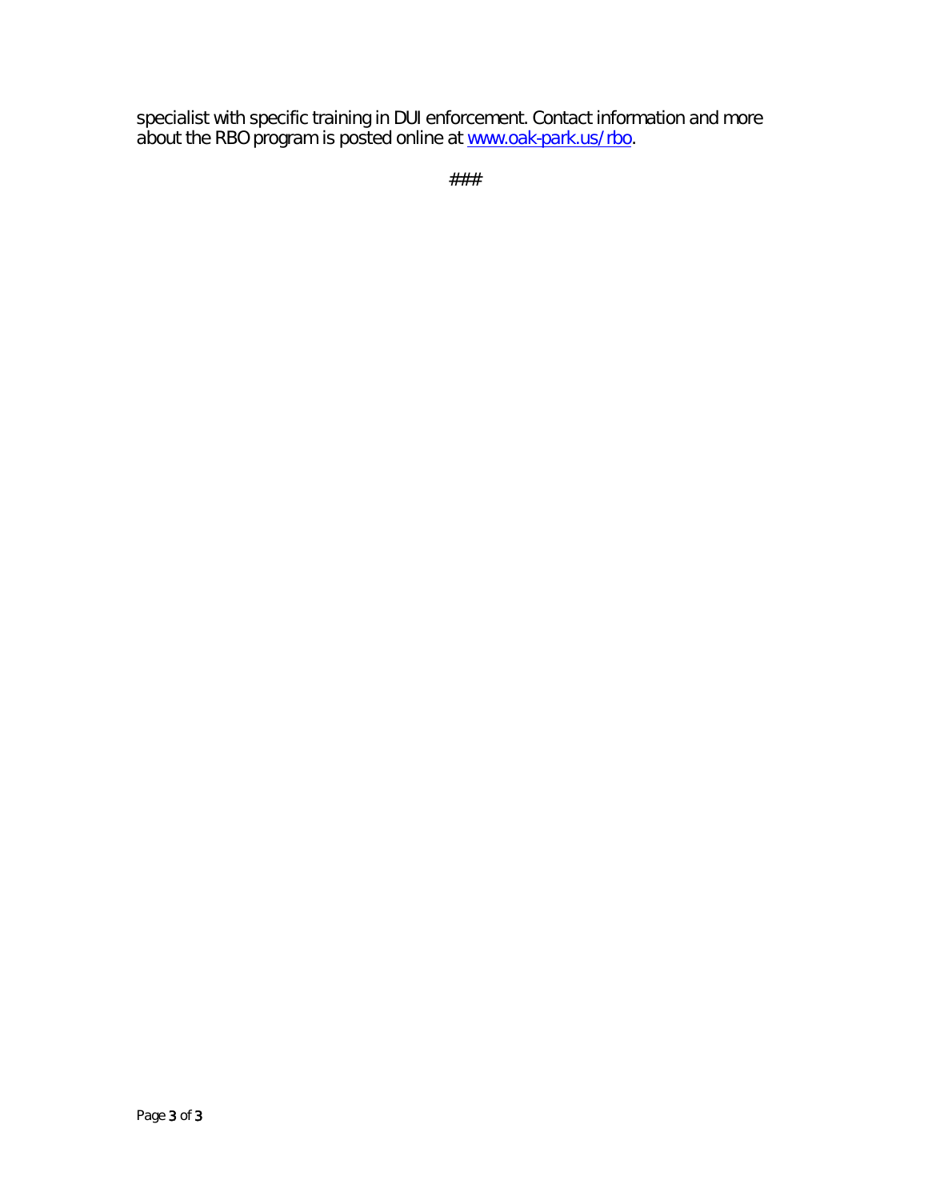specialist with specific training in DUI enforcement. Contact information and more about the RBO program is posted online at [www.oak-park.us/rbo](www.oak-park.us/rbo).

###